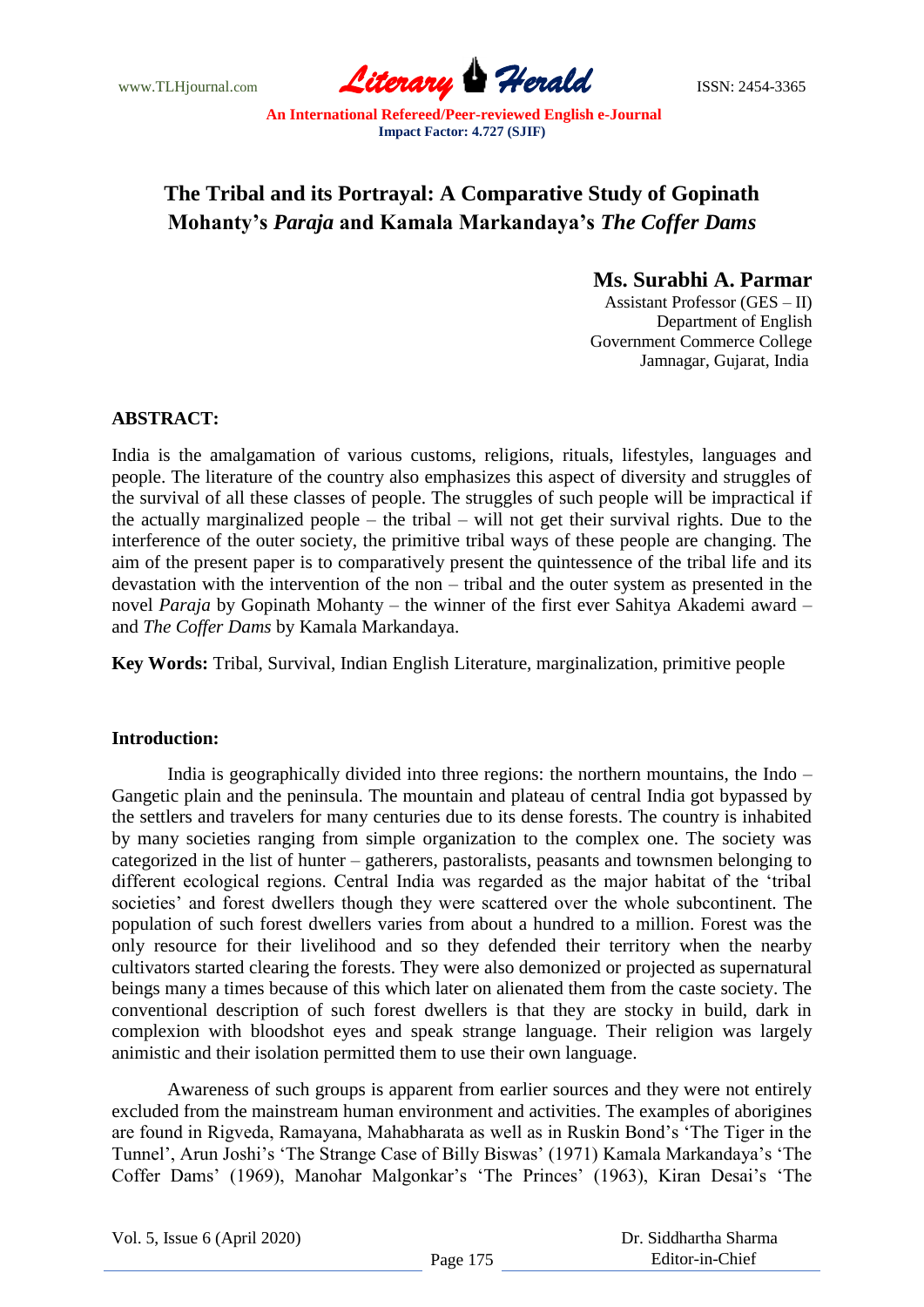# The Tribal and its Portrayal: A Comparative Study of Gopinath Mohanty's *Paraja* and Kamala Markandaya's *The Coffer Dams*

**Ms. Surabhi A. Parmar**
Assistant Professor (GES – II)
Department of English
Government Commerce College
Jamnagar, Gujarat, India

**ABSTRACT:**

India is the amalgamation of various customs, religions, rituals, lifestyles, languages and people. The literature of the country also emphasizes this aspect of diversity and struggles of the survival of all these classes of people. The struggles of such people will be impractical if the actually marginalized people – the tribal – will not get their survival rights. Due to the interference of the outer society, the primitive tribal ways of these people are changing. The aim of the present paper is to comparatively present the quintessence of the tribal life and its devastation with the intervention of the non – tribal and the outer system as presented in the novel *Paraja* by Gopinath Mohanty – the winner of the first ever Sahitya Akademi award – and *The Coffer Dams* by Kamala Markandaya.

**Key Words:** Tribal, Survival, Indian English Literature, marginalization, primitive people

**Introduction:**

India is geographically divided into three regions: the northern mountains, the Indo – Gangetic plain and the peninsula. The mountain and plateau of central India got bypassed by the settlers and travelers for many centuries due to its dense forests. The country is inhabited by many societies ranging from simple organization to the complex one. The society was categorized in the list of hunter – gatherers, pastoralists, peasants and townsmen belonging to different ecological regions. Central India was regarded as the major habitat of the 'tribal societies' and forest dwellers though they were scattered over the whole subcontinent. The population of such forest dwellers varies from about a hundred to a million. Forest was the only resource for their livelihood and so they defended their territory when the nearby cultivators started clearing the forests. They were also demonized or projected as supernatural beings many a times because of this which later on alienated them from the caste society. The conventional description of such forest dwellers is that they are stocky in build, dark in complexion with bloodshot eyes and speak strange language. Their religion was largely animistic and their isolation permitted them to use their own language.

Awareness of such groups is apparent from earlier sources and they were not entirely excluded from the mainstream human environment and activities. The examples of aborigines are found in Rigveda, Ramayana, Mahabharata as well as in Ruskin Bond's 'The Tiger in the Tunnel', Arun Joshi's 'The Strange Case of Billy Biswas' (1971) Kamala Markandaya's 'The Coffer Dams' (1969), Manohar Malgonkar's 'The Princes' (1963), Kiran Desai's 'The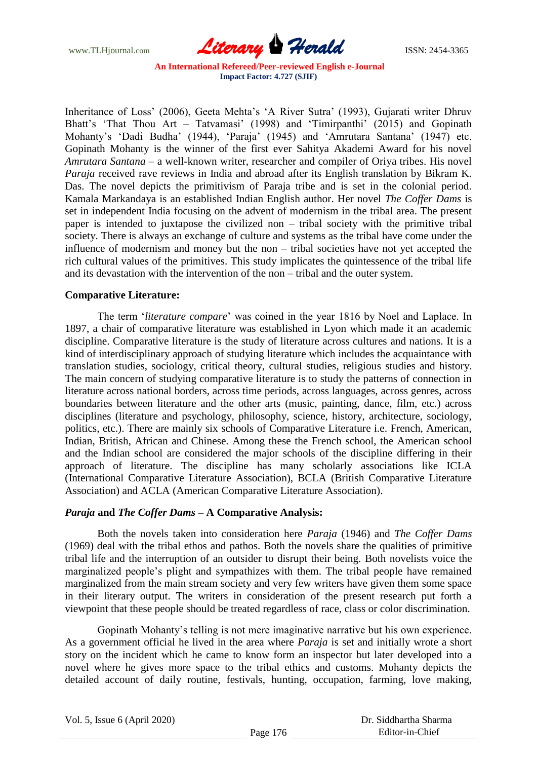Inheritance of Loss' (2006), Geeta Mehta's 'A River Sutra' (1993), Gujarati writer Dhruv Bhatt's 'That Thou Art – Tatvamasi' (1998) and 'Timirpanthi' (2015) and Gopinath Mohanty's 'Dadi Budha' (1944), 'Paraja' (1945) and 'Amrutara Santana' (1947) etc. Gopinath Mohanty is the winner of the first ever Sahitya Akademi Award for his novel *Amrutara Santana* – a well-known writer, researcher and compiler of Oriya tribes. His novel *Paraja* received rave reviews in India and abroad after its English translation by Bikram K. Das. The novel depicts the primitivism of Paraja tribe and is set in the colonial period. Kamala Markandaya is an established Indian English author. Her novel *The Coffer Dams* is set in independent India focusing on the advent of modernism in the tribal area. The present paper is intended to juxtapose the civilized non – tribal society with the primitive tribal society. There is always an exchange of culture and systems as the tribal have come under the influence of modernism and money but the non – tribal societies have not yet accepted the rich cultural values of the primitives. This study implicates the quintessence of the tribal life and its devastation with the intervention of the non – tribal and the outer system.

**Comparative Literature:**

The term '*literature compare*' was coined in the year 1816 by Noel and Laplace. In 1897, a chair of comparative literature was established in Lyon which made it an academic discipline. Comparative literature is the study of literature across cultures and nations. It is a kind of interdisciplinary approach of studying literature which includes the acquaintance with translation studies, sociology, critical theory, cultural studies, religious studies and history. The main concern of studying comparative literature is to study the patterns of connection in literature across national borders, across time periods, across languages, across genres, across boundaries between literature and the other arts (music, painting, dance, film, etc.) across disciplines (literature and psychology, philosophy, science, history, architecture, sociology, politics, etc.). There are mainly six schools of Comparative Literature i.e. French, American, Indian, British, African and Chinese. Among these the French school, the American school and the Indian school are considered the major schools of the discipline differing in their approach of literature. The discipline has many scholarly associations like ICLA (International Comparative Literature Association), BCLA (British Comparative Literature Association) and ACLA (American Comparative Literature Association).

***Paraja* and *The Coffer Dams* – A Comparative Analysis:**

Both the novels taken into consideration here *Paraja* (1946) and *The Coffer Dams* (1969) deal with the tribal ethos and pathos. Both the novels share the qualities of primitive tribal life and the interruption of an outsider to disrupt their being. Both novelists voice the marginalized people's plight and sympathizes with them. The tribal people have remained marginalized from the main stream society and very few writers have given them some space in their literary output. The writers in consideration of the present research put forth a viewpoint that these people should be treated regardless of race, class or color discrimination.

Gopinath Mohanty's telling is not mere imaginative narrative but his own experience. As a government official he lived in the area where *Paraja* is set and initially wrote a short story on the incident which he came to know form an inspector but later developed into a novel where he gives more space to the tribal ethics and customs. Mohanty depicts the detailed account of daily routine, festivals, hunting, occupation, farming, love making,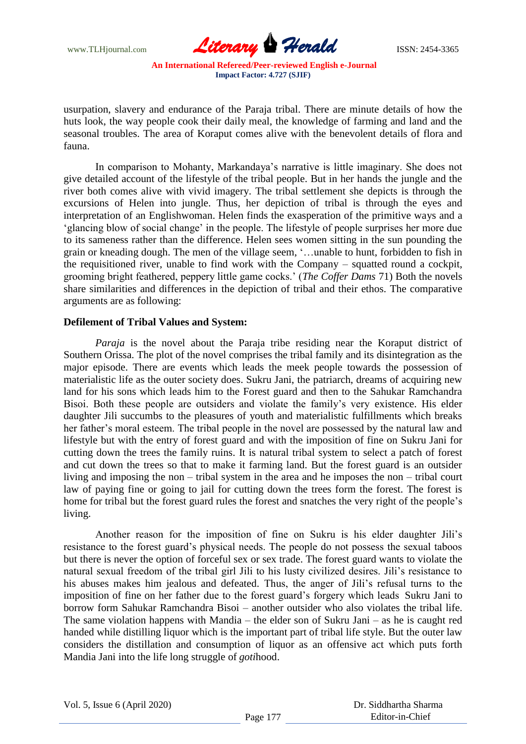usurpation, slavery and endurance of the Paraja tribal. There are minute details of how the huts look, the way people cook their daily meal, the knowledge of farming and land and the seasonal troubles. The area of Koraput comes alive with the benevolent details of flora and fauna.

In comparison to Mohanty, Markandaya's narrative is little imaginary. She does not give detailed account of the lifestyle of the tribal people. But in her hands the jungle and the river both comes alive with vivid imagery. The tribal settlement she depicts is through the excursions of Helen into jungle. Thus, her depiction of tribal is through the eyes and interpretation of an Englishwoman. Helen finds the exasperation of the primitive ways and a 'glancing blow of social change' in the people. The lifestyle of people surprises her more due to its sameness rather than the difference. Helen sees women sitting in the sun pounding the grain or kneading dough. The men of the village seem, '…unable to hunt, forbidden to fish in the requisitioned river, unable to find work with the Company – squatted round a cockpit, grooming bright feathered, peppery little game cocks.' (*The Coffer Dams* 71) Both the novels share similarities and differences in the depiction of tribal and their ethos. The comparative arguments are as following:

**Defilement of Tribal Values and System:**

*Paraja* is the novel about the Paraja tribe residing near the Koraput district of Southern Orissa. The plot of the novel comprises the tribal family and its disintegration as the major episode. There are events which leads the meek people towards the possession of materialistic life as the outer society does. Sukru Jani, the patriarch, dreams of acquiring new land for his sons which leads him to the Forest guard and then to the Sahukar Ramchandra Bisoi. Both these people are outsiders and violate the family's very existence. His elder daughter Jili succumbs to the pleasures of youth and materialistic fulfillments which breaks her father's moral esteem. The tribal people in the novel are possessed by the natural law and lifestyle but with the entry of forest guard and with the imposition of fine on Sukru Jani for cutting down the trees the family ruins. It is natural tribal system to select a patch of forest and cut down the trees so that to make it farming land. But the forest guard is an outsider living and imposing the non – tribal system in the area and he imposes the non – tribal court law of paying fine or going to jail for cutting down the trees form the forest. The forest is home for tribal but the forest guard rules the forest and snatches the very right of the people's living.

Another reason for the imposition of fine on Sukru is his elder daughter Jili's resistance to the forest guard's physical needs. The people do not possess the sexual taboos but there is never the option of forceful sex or sex trade. The forest guard wants to violate the natural sexual freedom of the tribal girl Jili to his lusty civilized desires. Jili's resistance to his abuses makes him jealous and defeated. Thus, the anger of Jili's refusal turns to the imposition of fine on her father due to the forest guard's forgery which leads Sukru Jani to borrow form Sahukar Ramchandra Bisoi – another outsider who also violates the tribal life. The same violation happens with Mandia – the elder son of Sukru Jani – as he is caught red handed while distilling liquor which is the important part of tribal life style. But the outer law considers the distillation and consumption of liquor as an offensive act which puts forth Mandia Jani into the life long struggle of *goti*hood.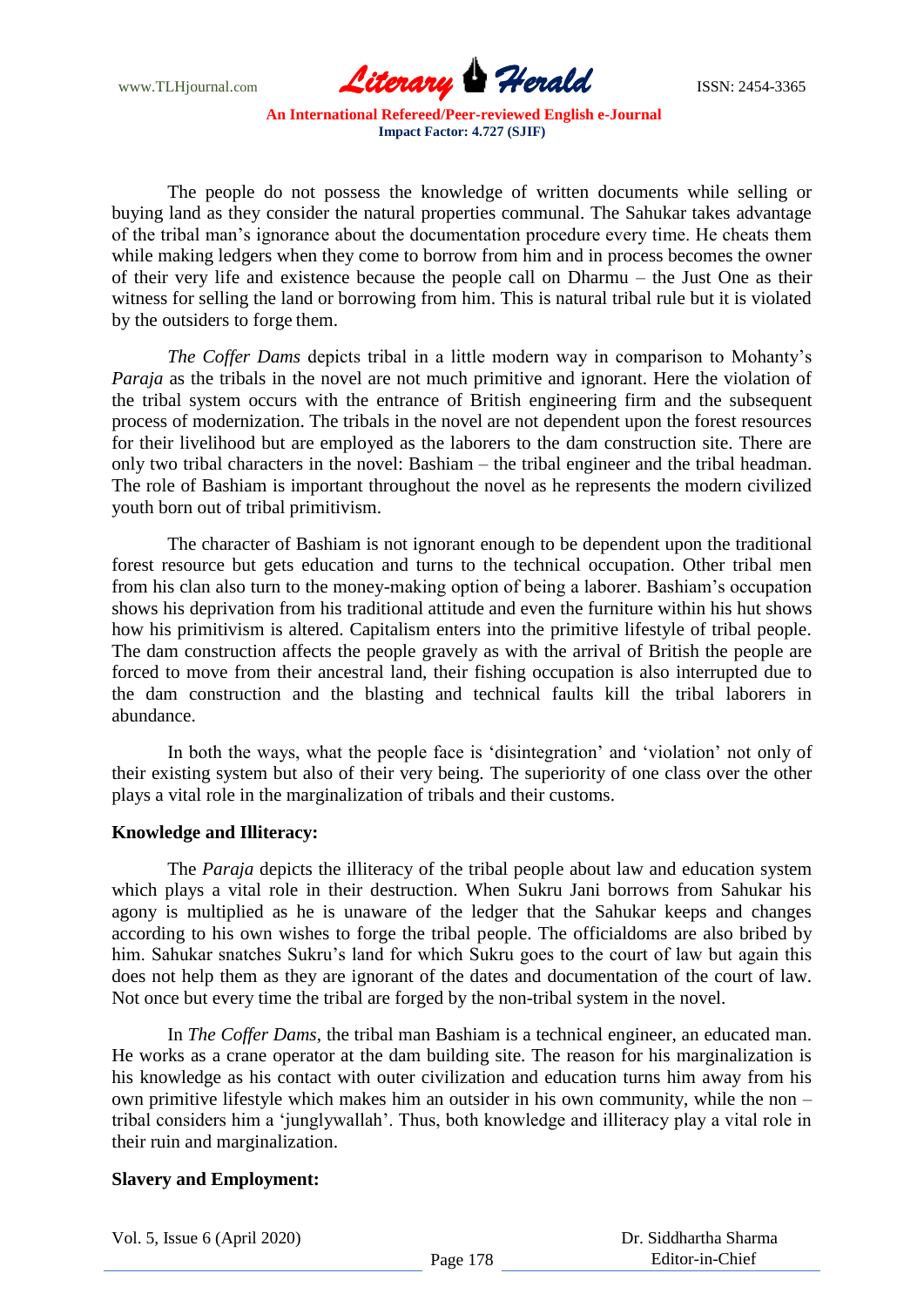The people do not possess the knowledge of written documents while selling or buying land as they consider the natural properties communal. The Sahukar takes advantage of the tribal man's ignorance about the documentation procedure every time. He cheats them while making ledgers when they come to borrow from him and in process becomes the owner of their very life and existence because the people call on Dharmu – the Just One as their witness for selling the land or borrowing from him. This is natural tribal rule but it is violated by the outsiders to forge them.

*The Coffer Dams* depicts tribal in a little modern way in comparison to Mohanty's *Paraja* as the tribals in the novel are not much primitive and ignorant. Here the violation of the tribal system occurs with the entrance of British engineering firm and the subsequent process of modernization. The tribals in the novel are not dependent upon the forest resources for their livelihood but are employed as the laborers to the dam construction site. There are only two tribal characters in the novel: Bashiam – the tribal engineer and the tribal headman. The role of Bashiam is important throughout the novel as he represents the modern civilized youth born out of tribal primitivism.

The character of Bashiam is not ignorant enough to be dependent upon the traditional forest resource but gets education and turns to the technical occupation. Other tribal men from his clan also turn to the money-making option of being a laborer. Bashiam's occupation shows his deprivation from his traditional attitude and even the furniture within his hut shows how his primitivism is altered. Capitalism enters into the primitive lifestyle of tribal people. The dam construction affects the people gravely as with the arrival of British the people are forced to move from their ancestral land, their fishing occupation is also interrupted due to the dam construction and the blasting and technical faults kill the tribal laborers in abundance.

In both the ways, what the people face is 'disintegration' and 'violation' not only of their existing system but also of their very being. The superiority of one class over the other plays a vital role in the marginalization of tribals and their customs.

**Knowledge and Illiteracy:**

The *Paraja* depicts the illiteracy of the tribal people about law and education system which plays a vital role in their destruction. When Sukru Jani borrows from Sahukar his agony is multiplied as he is unaware of the ledger that the Sahukar keeps and changes according to his own wishes to forge the tribal people. The officialdoms are also bribed by him. Sahukar snatches Sukru's land for which Sukru goes to the court of law but again this does not help them as they are ignorant of the dates and documentation of the court of law. Not once but every time the tribal are forged by the non-tribal system in the novel.

In *The Coffer Dams*, the tribal man Bashiam is a technical engineer, an educated man. He works as a crane operator at the dam building site. The reason for his marginalization is his knowledge as his contact with outer civilization and education turns him away from his own primitive lifestyle which makes him an outsider in his own community, while the non – tribal considers him a 'junglywallah'. Thus, both knowledge and illiteracy play a vital role in their ruin and marginalization.

**Slavery and Employment:**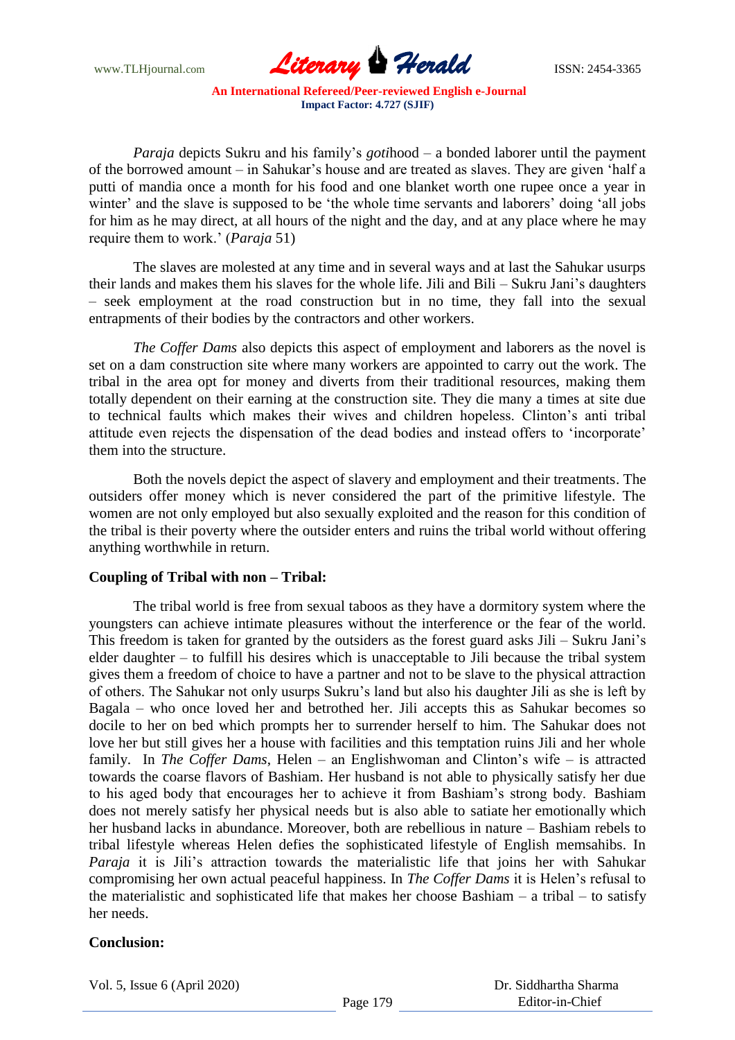*Paraja* depicts Sukru and his family's *goti*hood – a bonded laborer until the payment of the borrowed amount – in Sahukar's house and are treated as slaves. They are given 'half a putti of mandia once a month for his food and one blanket worth one rupee once a year in winter' and the slave is supposed to be 'the whole time servants and laborers' doing 'all jobs for him as he may direct, at all hours of the night and the day, and at any place where he may require them to work.' (*Paraja* 51)

The slaves are molested at any time and in several ways and at last the Sahukar usurps their lands and makes them his slaves for the whole life. Jili and Bili – Sukru Jani's daughters – seek employment at the road construction but in no time, they fall into the sexual entrapments of their bodies by the contractors and other workers.

*The Coffer Dams* also depicts this aspect of employment and laborers as the novel is set on a dam construction site where many workers are appointed to carry out the work. The tribal in the area opt for money and diverts from their traditional resources, making them totally dependent on their earning at the construction site. They die many a times at site due to technical faults which makes their wives and children hopeless. Clinton's anti tribal attitude even rejects the dispensation of the dead bodies and instead offers to 'incorporate' them into the structure.

Both the novels depict the aspect of slavery and employment and their treatments. The outsiders offer money which is never considered the part of the primitive lifestyle. The women are not only employed but also sexually exploited and the reason for this condition of the tribal is their poverty where the outsider enters and ruins the tribal world without offering anything worthwhile in return.

**Coupling of Tribal with non – Tribal:**

The tribal world is free from sexual taboos as they have a dormitory system where the youngsters can achieve intimate pleasures without the interference or the fear of the world. This freedom is taken for granted by the outsiders as the forest guard asks Jili – Sukru Jani's elder daughter – to fulfill his desires which is unacceptable to Jili because the tribal system gives them a freedom of choice to have a partner and not to be slave to the physical attraction of others. The Sahukar not only usurps Sukru's land but also his daughter Jili as she is left by Bagala – who once loved her and betrothed her. Jili accepts this as Sahukar becomes so docile to her on bed which prompts her to surrender herself to him. The Sahukar does not love her but still gives her a house with facilities and this temptation ruins Jili and her whole family. In *The Coffer Dams*, Helen – an Englishwoman and Clinton's wife – is attracted towards the coarse flavors of Bashiam. Her husband is not able to physically satisfy her due to his aged body that encourages her to achieve it from Bashiam's strong body. Bashiam does not merely satisfy her physical needs but is also able to satiate her emotionally which her husband lacks in abundance. Moreover, both are rebellious in nature – Bashiam rebels to tribal lifestyle whereas Helen defies the sophisticated lifestyle of English memsahibs. In *Paraja* it is Jili's attraction towards the materialistic life that joins her with Sahukar compromising her own actual peaceful happiness. In *The Coffer Dams* it is Helen's refusal to the materialistic and sophisticated life that makes her choose Bashiam – a tribal – to satisfy her needs.

**Conclusion:**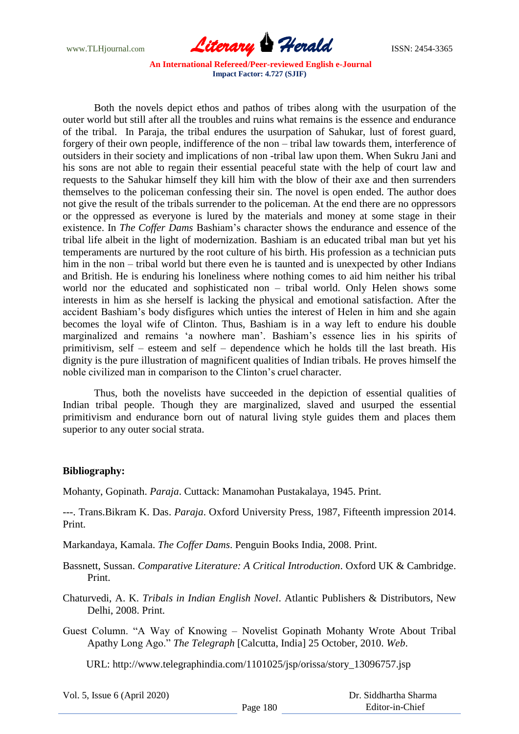Both the novels depict ethos and pathos of tribes along with the usurpation of the outer world but still after all the troubles and ruins what remains is the essence and endurance of the tribal. In Paraja, the tribal endures the usurpation of Sahukar, lust of forest guard, forgery of their own people, indifference of the non – tribal law towards them, interference of outsiders in their society and implications of non -tribal law upon them. When Sukru Jani and his sons are not able to regain their essential peaceful state with the help of court law and requests to the Sahukar himself they kill him with the blow of their axe and then surrenders themselves to the policeman confessing their sin. The novel is open ended. The author does not give the result of the tribals surrender to the policeman. At the end there are no oppressors or the oppressed as everyone is lured by the materials and money at some stage in their existence. In *The Coffer Dams* Bashiam's character shows the endurance and essence of the tribal life albeit in the light of modernization. Bashiam is an educated tribal man but yet his temperaments are nurtured by the root culture of his birth. His profession as a technician puts him in the non – tribal world but there even he is taunted and is unexpected by other Indians and British. He is enduring his loneliness where nothing comes to aid him neither his tribal world nor the educated and sophisticated non – tribal world. Only Helen shows some interests in him as she herself is lacking the physical and emotional satisfaction. After the accident Bashiam's body disfigures which unties the interest of Helen in him and she again becomes the loyal wife of Clinton. Thus, Bashiam is in a way left to endure his double marginalized and remains 'a nowhere man'. Bashiam's essence lies in his spirits of primitivism, self – esteem and self – dependence which he holds till the last breath. His dignity is the pure illustration of magnificent qualities of Indian tribals. He proves himself the noble civilized man in comparison to the Clinton's cruel character.

Thus, both the novelists have succeeded in the depiction of essential qualities of Indian tribal people. Though they are marginalized, slaved and usurped the essential primitivism and endurance born out of natural living style guides them and places them superior to any outer social strata.

**Bibliography:**

Mohanty, Gopinath. *Paraja*. Cuttack: Manamohan Pustakalaya, 1945. Print.

---. Trans.Bikram K. Das. *Paraja*. Oxford University Press, 1987, Fifteenth impression 2014. Print.

Markandaya, Kamala. *The Coffer Dams*. Penguin Books India, 2008. Print.

Bassnett, Sussan. *Comparative Literature: A Critical Introduction*. Oxford UK & Cambridge. Print.

Chaturvedi, A. K. *Tribals in Indian English Novel*. Atlantic Publishers & Distributors, New Delhi, 2008. Print.

Guest Column. "A Way of Knowing – Novelist Gopinath Mohanty Wrote About Tribal Apathy Long Ago." *The Telegraph* [Calcutta, India] 25 October, 2010. *Web*.

URL: http://www.telegraphindia.com/1101025/jsp/orissa/story_13096757.jsp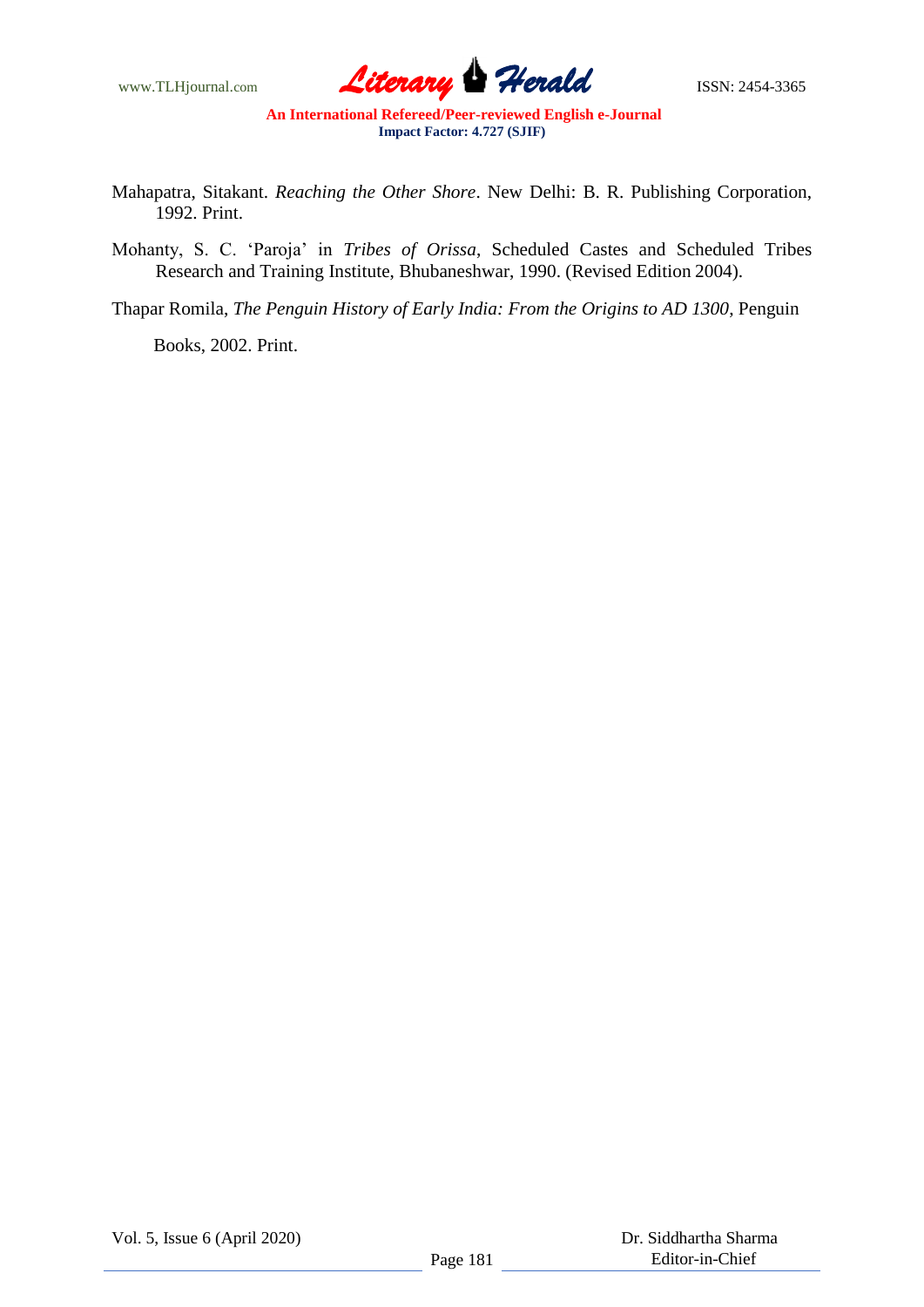Mahapatra, Sitakant. *Reaching the Other Shore*. New Delhi: B. R. Publishing Corporation, 1992. Print.

Mohanty, S. C. 'Paroja' in *Tribes of Orissa*, Scheduled Castes and Scheduled Tribes Research and Training Institute, Bhubaneshwar, 1990. (Revised Edition 2004).

Thapar Romila, *The Penguin History of Early India: From the Origins to AD 1300*, Penguin Books, 2002. Print.